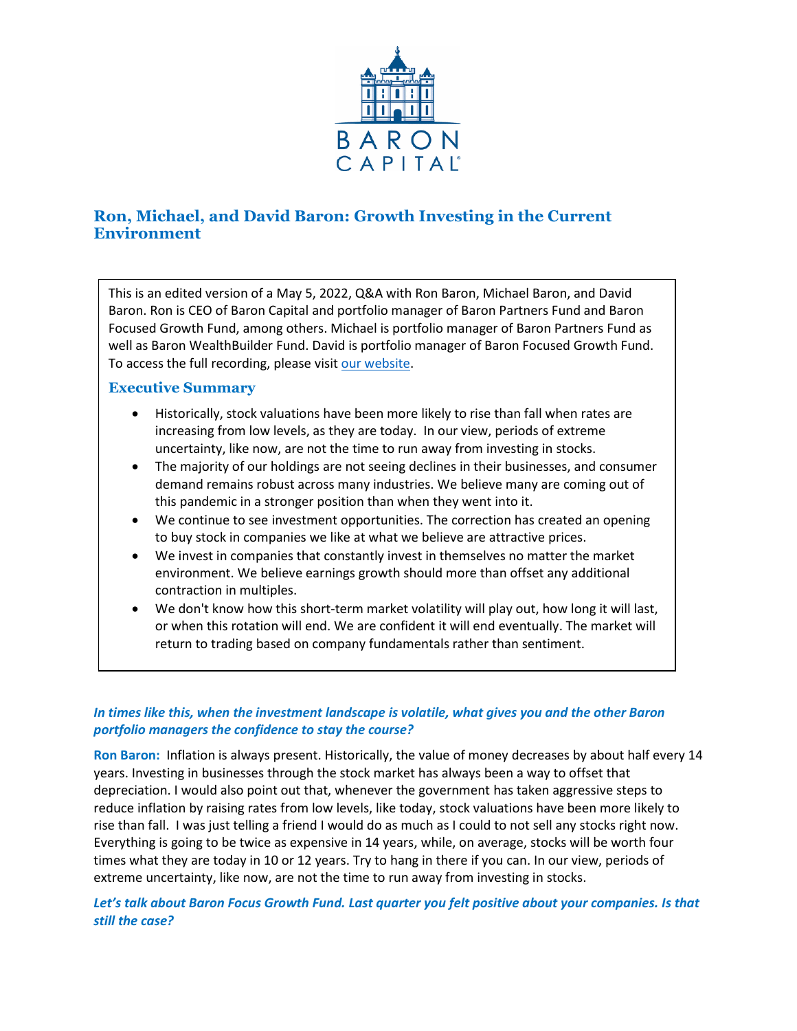# Ron, Michael, and David Baron: Growth Investing in the Current Environment

This is an edited version of a May 5, 2022, Q&A with Ron Baron, Michael Baron, and David Baron. Ron is CEO of Baron Capital and portfolio manager of Baron Partners Fund and Baron Focused Growth Fund, among others. Michael is portfolio manager of Baron Partners Fund as well as Baron WealthBuilder Fund. David is portfolio manager of Baron Focused Growth Fund. To access the full recording, please visit our website.

## Executive Summary

- Historically, stock valuations have been more likely to rise than fall when rates are increasing from low levels, as they are today. In our view, periods of extreme uncertainty, like now, are not the time to run away from investing in stocks.
- The majority of our holdings are not seeing declines in their businesses, and consumer demand remains robust across many industries. We believe many are coming out of this pandemic in a stronger position than when they went into it.
- We continue to see investment opportunities. The correction has created an opening to buy stock in companies we like at what we believe are attractive prices.
- We invest in companies that constantly invest in themselves no matter the market environment. We believe earnings growth should more than offset any additional contraction in multiples.
- We don't know how this short-term market volatility will play out, how long it will last, or when this rotation will end. We are confident it will end eventually. The market will return to trading based on company fundamentals rather than sentiment.

***In times like this, when the investment landscape is volatile, what gives you and the other Baron portfolio managers the confidence to stay the course?***

**Ron Baron:** Inflation is always present. Historically, the value of money decreases by about half every 14 years. Investing in businesses through the stock market has always been a way to offset that depreciation. I would also point out that, whenever the government has taken aggressive steps to reduce inflation by raising rates from low levels, like today, stock valuations have been more likely to rise than fall. I was just telling a friend I would do as much as I could to not sell any stocks right now. Everything is going to be twice as expensive in 14 years, while, on average, stocks will be worth four times what they are today in 10 or 12 years. Try to hang in there if you can. In our view, periods of extreme uncertainty, like now, are not the time to run away from investing in stocks.

***Let's talk about Baron Focus Growth Fund. Last quarter you felt positive about your companies. Is that still the case?***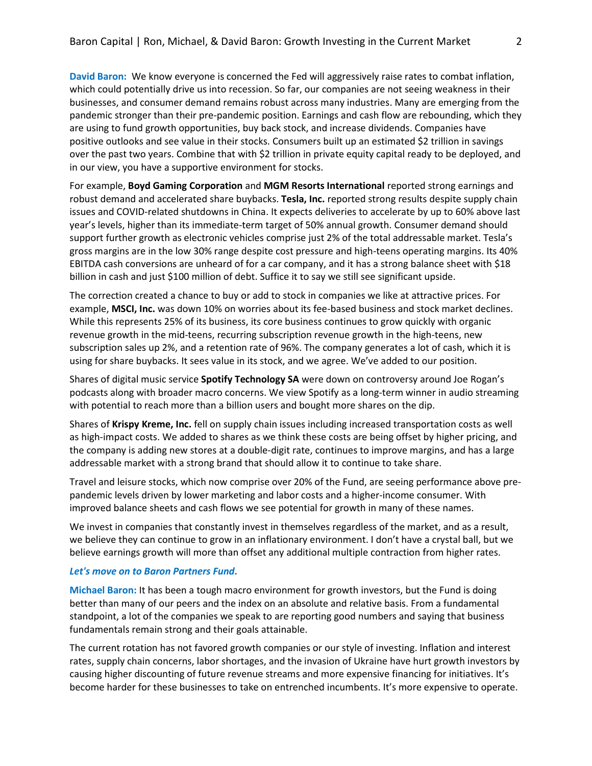**David Baron:** We know everyone is concerned the Fed will aggressively raise rates to combat inflation, which could potentially drive us into recession. So far, our companies are not seeing weakness in their businesses, and consumer demand remains robust across many industries. Many are emerging from the pandemic stronger than their pre-pandemic position. Earnings and cash flow are rebounding, which they are using to fund growth opportunities, buy back stock, and increase dividends. Companies have positive outlooks and see value in their stocks. Consumers built up an estimated $2 trillion in savings over the past two years. Combine that with $2 trillion in private equity capital ready to be deployed, and in our view, you have a supportive environment for stocks.

For example, **Boyd Gaming Corporation** and **MGM Resorts International** reported strong earnings and robust demand and accelerated share buybacks. **Tesla, Inc.** reported strong results despite supply chain issues and COVID-related shutdowns in China. It expects deliveries to accelerate by up to 60% above last year's levels, higher than its immediate-term target of 50% annual growth. Consumer demand should support further growth as electronic vehicles comprise just 2% of the total addressable market. Tesla's gross margins are in the low 30% range despite cost pressure and high-teens operating margins. Its 40% EBITDA cash conversions are unheard of for a car company, and it has a strong balance sheet with $18 billion in cash and just $100 million of debt. Suffice it to say we still see significant upside.

The correction created a chance to buy or add to stock in companies we like at attractive prices. For example, **MSCI, Inc.** was down 10% on worries about its fee-based business and stock market declines. While this represents 25% of its business, its core business continues to grow quickly with organic revenue growth in the mid-teens, recurring subscription revenue growth in the high-teens, new subscription sales up 2%, and a retention rate of 96%. The company generates a lot of cash, which it is using for share buybacks. It sees value in its stock, and we agree. We've added to our position.

Shares of digital music service **Spotify Technology SA** were down on controversy around Joe Rogan's podcasts along with broader macro concerns. We view Spotify as a long-term winner in audio streaming with potential to reach more than a billion users and bought more shares on the dip.

Shares of **Krispy Kreme, Inc.** fell on supply chain issues including increased transportation costs as well as high-impact costs. We added to shares as we think these costs are being offset by higher pricing, and the company is adding new stores at a double-digit rate, continues to improve margins, and has a large addressable market with a strong brand that should allow it to continue to take share.

Travel and leisure stocks, which now comprise over 20% of the Fund, are seeing performance above pre-pandemic levels driven by lower marketing and labor costs and a higher-income consumer. With improved balance sheets and cash flows we see potential for growth in many of these names.

We invest in companies that constantly invest in themselves regardless of the market, and as a result, we believe they can continue to grow in an inflationary environment. I don't have a crystal ball, but we believe earnings growth will more than offset any additional multiple contraction from higher rates.

***Let's move on to Baron Partners Fund.***

**Michael Baron:** It has been a tough macro environment for growth investors, but the Fund is doing better than many of our peers and the index on an absolute and relative basis. From a fundamental standpoint, a lot of the companies we speak to are reporting good numbers and saying that business fundamentals remain strong and their goals attainable.

The current rotation has not favored growth companies or our style of investing. Inflation and interest rates, supply chain concerns, labor shortages, and the invasion of Ukraine have hurt growth investors by causing higher discounting of future revenue streams and more expensive financing for initiatives. It's become harder for these businesses to take on entrenched incumbents. It's more expensive to operate.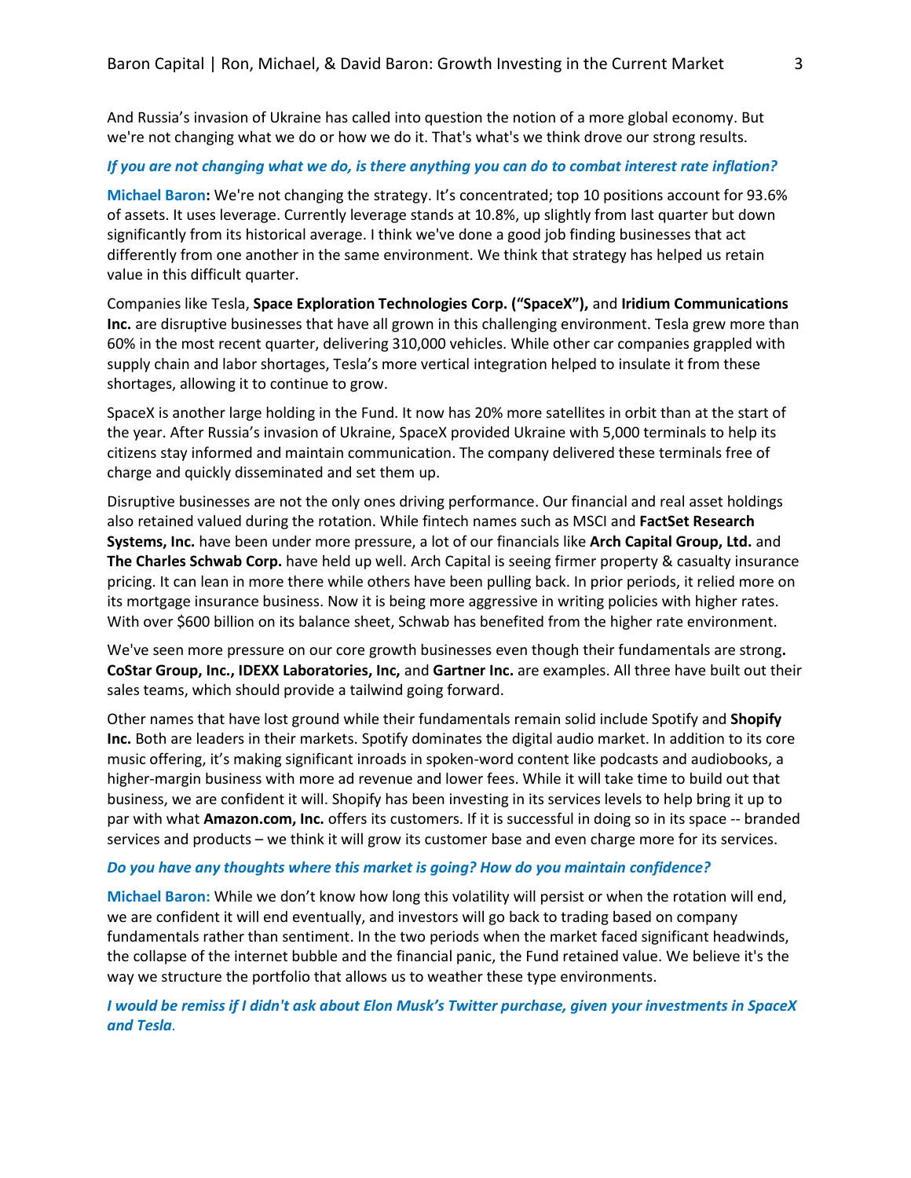And Russia's invasion of Ukraine has called into question the notion of a more global economy. But we're not changing what we do or how we do it. That's what's we think drove our strong results.

***If you are not changing what we do, is there anything you can do to combat interest rate inflation?***

**Michael Baron:** We're not changing the strategy. It's concentrated; top 10 positions account for 93.6% of assets. It uses leverage. Currently leverage stands at 10.8%, up slightly from last quarter but down significantly from its historical average. I think we've done a good job finding businesses that act differently from one another in the same environment. We think that strategy has helped us retain value in this difficult quarter.

Companies like Tesla, **Space Exploration Technologies Corp. ("SpaceX"),** and **Iridium Communications Inc.** are disruptive businesses that have all grown in this challenging environment. Tesla grew more than 60% in the most recent quarter, delivering 310,000 vehicles. While other car companies grappled with supply chain and labor shortages, Tesla's more vertical integration helped to insulate it from these shortages, allowing it to continue to grow.

SpaceX is another large holding in the Fund. It now has 20% more satellites in orbit than at the start of the year. After Russia's invasion of Ukraine, SpaceX provided Ukraine with 5,000 terminals to help its citizens stay informed and maintain communication. The company delivered these terminals free of charge and quickly disseminated and set them up.

Disruptive businesses are not the only ones driving performance. Our financial and real asset holdings also retained valued during the rotation. While fintech names such as MSCI and **FactSet Research Systems, Inc.** have been under more pressure, a lot of our financials like **Arch Capital Group, Ltd.** and **The Charles Schwab Corp.** have held up well. Arch Capital is seeing firmer property & casualty insurance pricing. It can lean in more there while others have been pulling back. In prior periods, it relied more on its mortgage insurance business. Now it is being more aggressive in writing policies with higher rates. With over $600 billion on its balance sheet, Schwab has benefited from the higher rate environment.

We've seen more pressure on our core growth businesses even though their fundamentals are strong**.** **CoStar Group, Inc., IDEXX Laboratories, Inc,** and **Gartner Inc.** are examples. All three have built out their sales teams, which should provide a tailwind going forward.

Other names that have lost ground while their fundamentals remain solid include Spotify and **Shopify Inc.** Both are leaders in their markets. Spotify dominates the digital audio market. In addition to its core music offering, it's making significant inroads in spoken-word content like podcasts and audiobooks, a higher-margin business with more ad revenue and lower fees. While it will take time to build out that business, we are confident it will. Shopify has been investing in its services levels to help bring it up to par with what **Amazon.com, Inc.** offers its customers. If it is successful in doing so in its space -- branded services and products – we think it will grow its customer base and even charge more for its services.

***Do you have any thoughts where this market is going? How do you maintain confidence?***

**Michael Baron:** While we don't know how long this volatility will persist or when the rotation will end, we are confident it will end eventually, and investors will go back to trading based on company fundamentals rather than sentiment. In the two periods when the market faced significant headwinds, the collapse of the internet bubble and the financial panic, the Fund retained value. We believe it's the way we structure the portfolio that allows us to weather these type environments.

***I would be remiss if I didn't ask about Elon Musk's Twitter purchase, given your investments in SpaceX and Tesla.***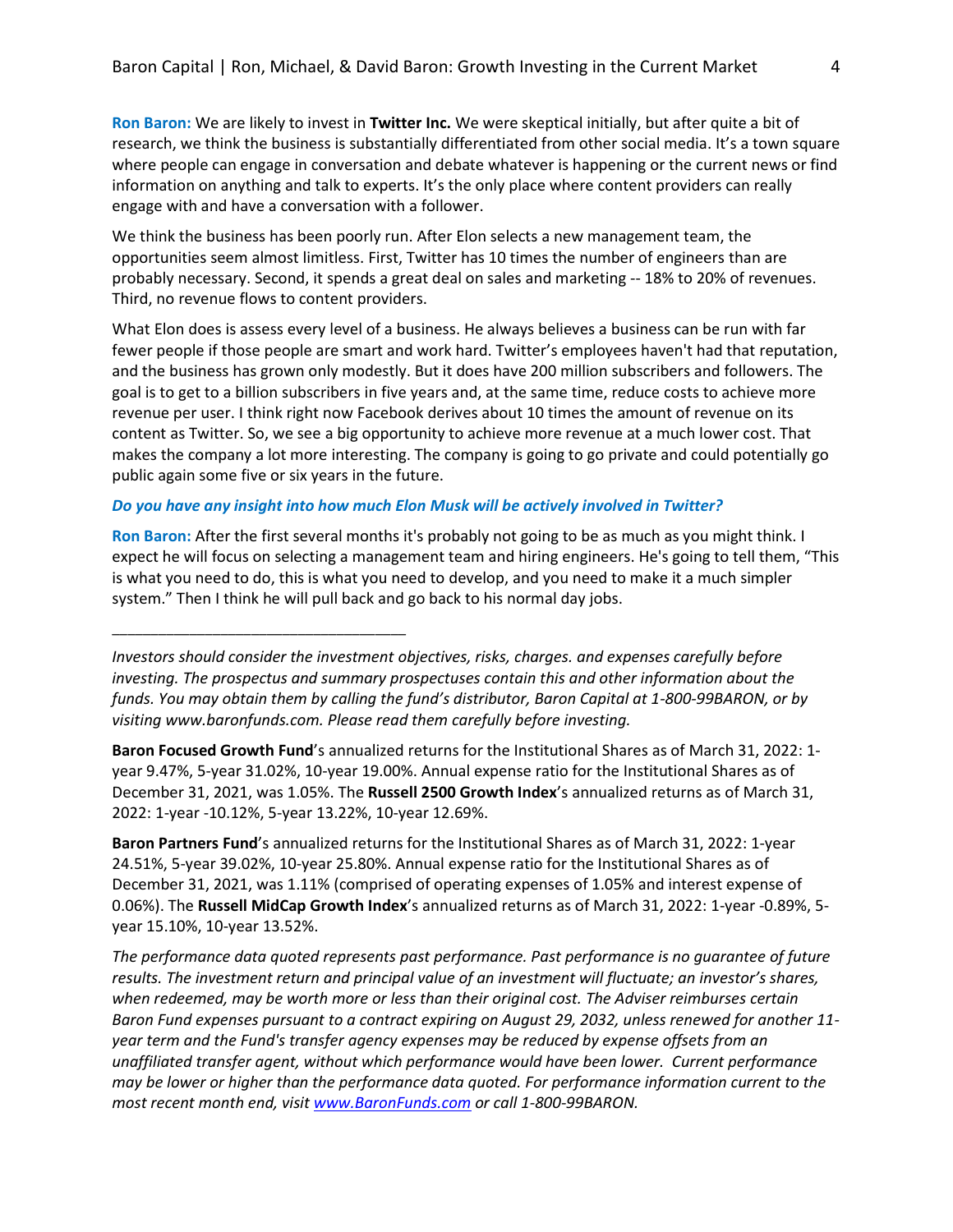**Ron Baron:** We are likely to invest in **Twitter Inc.** We were skeptical initially, but after quite a bit of research, we think the business is substantially differentiated from other social media. It's a town square where people can engage in conversation and debate whatever is happening or the current news or find information on anything and talk to experts. It's the only place where content providers can really engage with and have a conversation with a follower.

We think the business has been poorly run. After Elon selects a new management team, the opportunities seem almost limitless. First, Twitter has 10 times the number of engineers than are probably necessary. Second, it spends a great deal on sales and marketing -- 18% to 20% of revenues. Third, no revenue flows to content providers.

What Elon does is assess every level of a business. He always believes a business can be run with far fewer people if those people are smart and work hard. Twitter's employees haven't had that reputation, and the business has grown only modestly. But it does have 200 million subscribers and followers. The goal is to get to a billion subscribers in five years and, at the same time, reduce costs to achieve more revenue per user. I think right now Facebook derives about 10 times the amount of revenue on its content as Twitter. So, we see a big opportunity to achieve more revenue at a much lower cost. That makes the company a lot more interesting. The company is going to go private and could potentially go public again some five or six years in the future.

***Do you have any insight into how much Elon Musk will be actively involved in Twitter?***

**Ron Baron:** After the first several months it's probably not going to be as much as you might think. I expect he will focus on selecting a management team and hiring engineers. He's going to tell them, "This is what you need to do, this is what you need to develop, and you need to make it a much simpler system." Then I think he will pull back and go back to his normal day jobs.

---

*Investors should consider the investment objectives, risks, charges. and expenses carefully before investing. The prospectus and summary prospectuses contain this and other information about the funds. You may obtain them by calling the fund's distributor, Baron Capital at 1-800-99BARON, or by visiting www.baronfunds.com. Please read them carefully before investing.*

**Baron Focused Growth Fund**'s annualized returns for the Institutional Shares as of March 31, 2022: 1-year 9.47%, 5-year 31.02%, 10-year 19.00%. Annual expense ratio for the Institutional Shares as of December 31, 2021, was 1.05%. The **Russell 2500 Growth Index**'s annualized returns as of March 31, 2022: 1-year -10.12%, 5-year 13.22%, 10-year 12.69%.

**Baron Partners Fund**'s annualized returns for the Institutional Shares as of March 31, 2022: 1-year 24.51%, 5-year 39.02%, 10-year 25.80%. Annual expense ratio for the Institutional Shares as of December 31, 2021, was 1.11% (comprised of operating expenses of 1.05% and interest expense of 0.06%). The **Russell MidCap Growth Index**'s annualized returns as of March 31, 2022: 1-year -0.89%, 5-year 15.10%, 10-year 13.52%.

*The performance data quoted represents past performance. Past performance is no guarantee of future results. The investment return and principal value of an investment will fluctuate; an investor's shares, when redeemed, may be worth more or less than their original cost. The Adviser reimburses certain Baron Fund expenses pursuant to a contract expiring on August 29, 2032, unless renewed for another 11-year term and the Fund's transfer agency expenses may be reduced by expense offsets from an unaffiliated transfer agent, without which performance would have been lower. Current performance may be lower or higher than the performance data quoted. For performance information current to the most recent month end, visit [www.BaronFunds.com](www.BaronFunds.com) or call 1-800-99BARON.*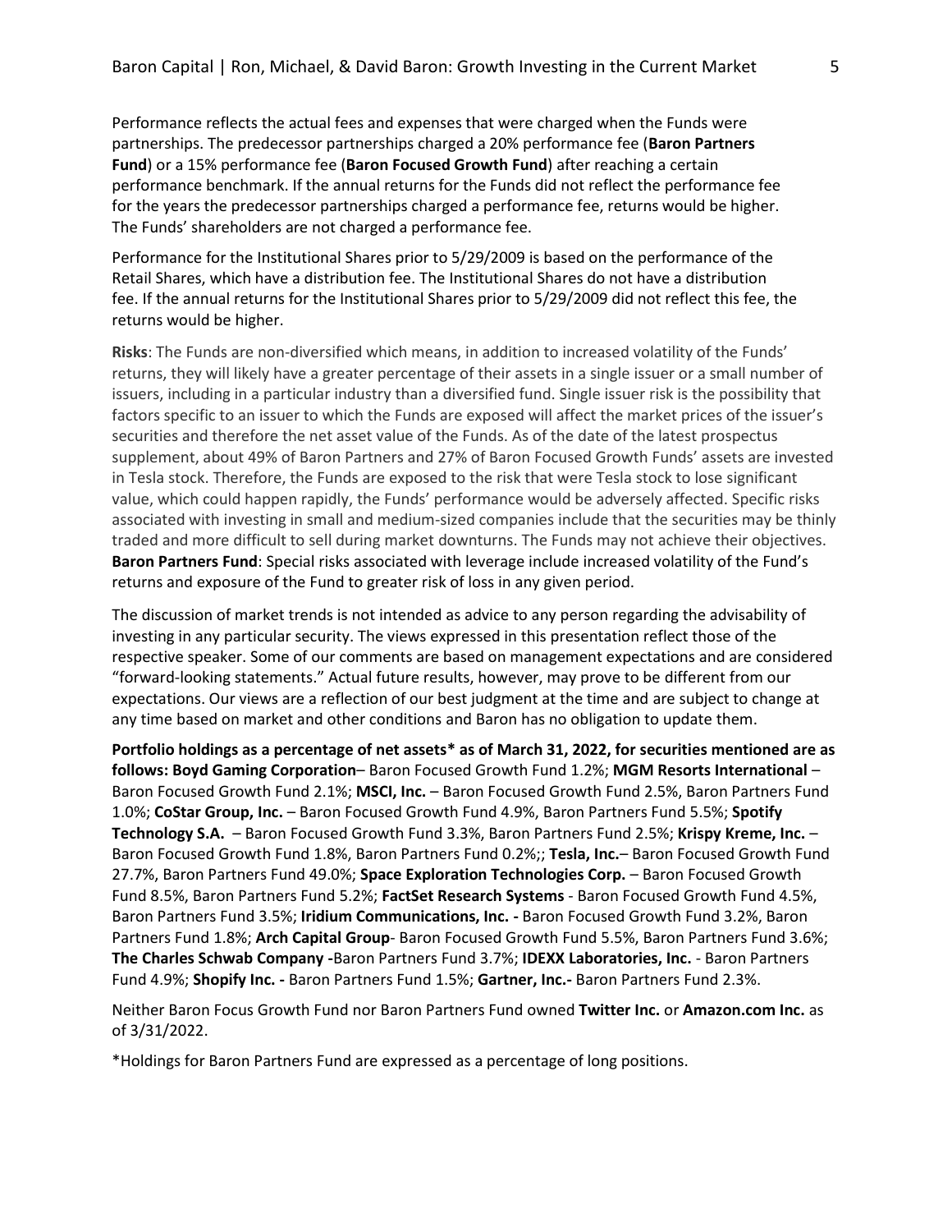Performance reflects the actual fees and expenses that were charged when the Funds were partnerships. The predecessor partnerships charged a 20% performance fee (**Baron Partners Fund**) or a 15% performance fee (**Baron Focused Growth Fund**) after reaching a certain performance benchmark. If the annual returns for the Funds did not reflect the performance fee for the years the predecessor partnerships charged a performance fee, returns would be higher. The Funds' shareholders are not charged a performance fee.

Performance for the Institutional Shares prior to 5/29/2009 is based on the performance of the Retail Shares, which have a distribution fee. The Institutional Shares do not have a distribution fee. If the annual returns for the Institutional Shares prior to 5/29/2009 did not reflect this fee, the returns would be higher.

**Risks**: The Funds are non-diversified which means, in addition to increased volatility of the Funds' returns, they will likely have a greater percentage of their assets in a single issuer or a small number of issuers, including in a particular industry than a diversified fund. Single issuer risk is the possibility that factors specific to an issuer to which the Funds are exposed will affect the market prices of the issuer's securities and therefore the net asset value of the Funds. As of the date of the latest prospectus supplement, about 49% of Baron Partners and 27% of Baron Focused Growth Funds' assets are invested in Tesla stock. Therefore, the Funds are exposed to the risk that were Tesla stock to lose significant value, which could happen rapidly, the Funds' performance would be adversely affected. Specific risks associated with investing in small and medium-sized companies include that the securities may be thinly traded and more difficult to sell during market downturns. The Funds may not achieve their objectives. **Baron Partners Fund**: Special risks associated with leverage include increased volatility of the Fund's returns and exposure of the Fund to greater risk of loss in any given period.

The discussion of market trends is not intended as advice to any person regarding the advisability of investing in any particular security. The views expressed in this presentation reflect those of the respective speaker. Some of our comments are based on management expectations and are considered "forward-looking statements." Actual future results, however, may prove to be different from our expectations. Our views are a reflection of our best judgment at the time and are subject to change at any time based on market and other conditions and Baron has no obligation to update them.

**Portfolio holdings as a percentage of net assets* as of March 31, 2022, for securities mentioned are as follows: Boyd Gaming Corporation**– Baron Focused Growth Fund 1.2%; **MGM Resorts International** – Baron Focused Growth Fund 2.1%; **MSCI, Inc.** – Baron Focused Growth Fund 2.5%, Baron Partners Fund 1.0%; **CoStar Group, Inc.** – Baron Focused Growth Fund 4.9%, Baron Partners Fund 5.5%; **Spotify Technology S.A.** – Baron Focused Growth Fund 3.3%, Baron Partners Fund 2.5%; **Krispy Kreme, Inc.** – Baron Focused Growth Fund 1.8%, Baron Partners Fund 0.2%;; **Tesla, Inc.**– Baron Focused Growth Fund 27.7%, Baron Partners Fund 49.0%; **Space Exploration Technologies Corp.** – Baron Focused Growth Fund 8.5%, Baron Partners Fund 5.2%; **FactSet Research Systems** - Baron Focused Growth Fund 4.5%, Baron Partners Fund 3.5%; **Iridium Communications, Inc. -** Baron Focused Growth Fund 3.2%, Baron Partners Fund 1.8%; **Arch Capital Group**- Baron Focused Growth Fund 5.5%, Baron Partners Fund 3.6%; **The Charles Schwab Company -**Baron Partners Fund 3.7%; **IDEXX Laboratories, Inc.** - Baron Partners Fund 4.9%; **Shopify Inc. -** Baron Partners Fund 1.5%; **Gartner, Inc.-** Baron Partners Fund 2.3%.

Neither Baron Focus Growth Fund nor Baron Partners Fund owned **Twitter Inc.** or **Amazon.com Inc.** as of 3/31/2022.

*Holdings for Baron Partners Fund are expressed as a percentage of long positions.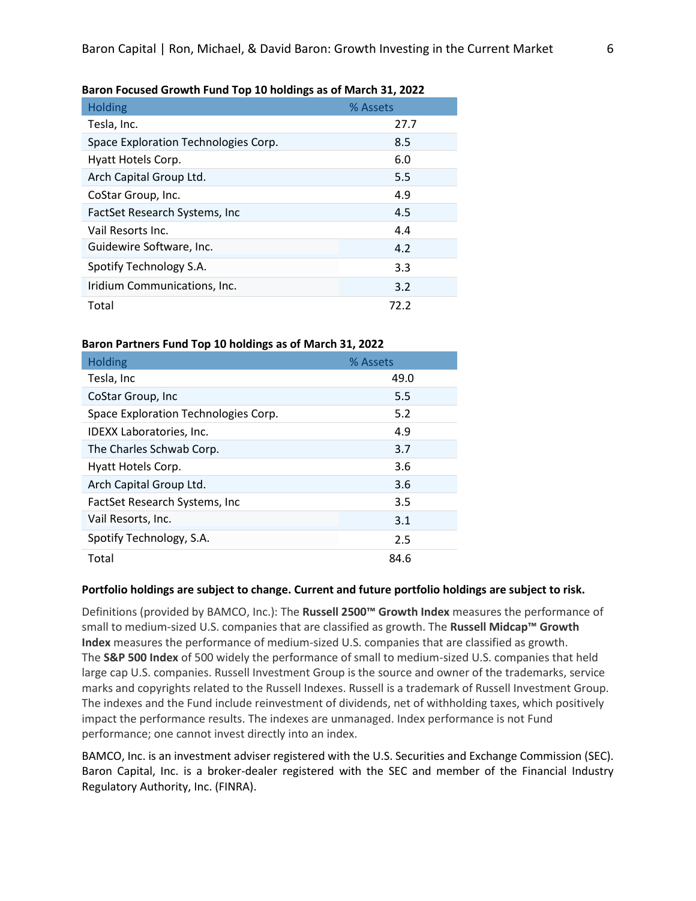**Baron Focused Growth Fund Top 10 holdings as of March 31, 2022**

| Holding | % Assets |
|---|---|
| Tesla, Inc. | 27.7 |
| Space Exploration Technologies Corp. | 8.5 |
| Hyatt Hotels Corp. | 6.0 |
| Arch Capital Group Ltd. | 5.5 |
| CoStar Group, Inc. | 4.9 |
| FactSet Research Systems, Inc | 4.5 |
| Vail Resorts Inc. | 4.4 |
| Guidewire Software, Inc. | 4.2 |
| Spotify Technology S.A. | 3.3 |
| Iridium Communications, Inc. | 3.2 |
| Total | 72.2 |

**Baron Partners Fund Top 10 holdings as of March 31, 2022**

| Holding | % Assets |
|---|---|
| Tesla, Inc | 49.0 |
| CoStar Group, Inc | 5.5 |
| Space Exploration Technologies Corp. | 5.2 |
| IDEXX Laboratories, Inc. | 4.9 |
| The Charles Schwab Corp. | 3.7 |
| Hyatt Hotels Corp. | 3.6 |
| Arch Capital Group Ltd. | 3.6 |
| FactSet Research Systems, Inc | 3.5 |
| Vail Resorts, Inc. | 3.1 |
| Spotify Technology, S.A. | 2.5 |
| Total | 84.6 |

**Portfolio holdings are subject to change. Current and future portfolio holdings are subject to risk.**

Definitions (provided by BAMCO, Inc.): The **Russell 2500™ Growth Index** measures the performance of small to medium-sized U.S. companies that are classified as growth. The **Russell Midcap™ Growth Index** measures the performance of medium-sized U.S. companies that are classified as growth. The **S&P 500 Index** of 500 widely the performance of small to medium-sized U.S. companies that held large cap U.S. companies. Russell Investment Group is the source and owner of the trademarks, service marks and copyrights related to the Russell Indexes. Russell is a trademark of Russell Investment Group. The indexes and the Fund include reinvestment of dividends, net of withholding taxes, which positively impact the performance results. The indexes are unmanaged. Index performance is not Fund performance; one cannot invest directly into an index.

BAMCO, Inc. is an investment adviser registered with the U.S. Securities and Exchange Commission (SEC). Baron Capital, Inc. is a broker-dealer registered with the SEC and member of the Financial Industry Regulatory Authority, Inc. (FINRA).